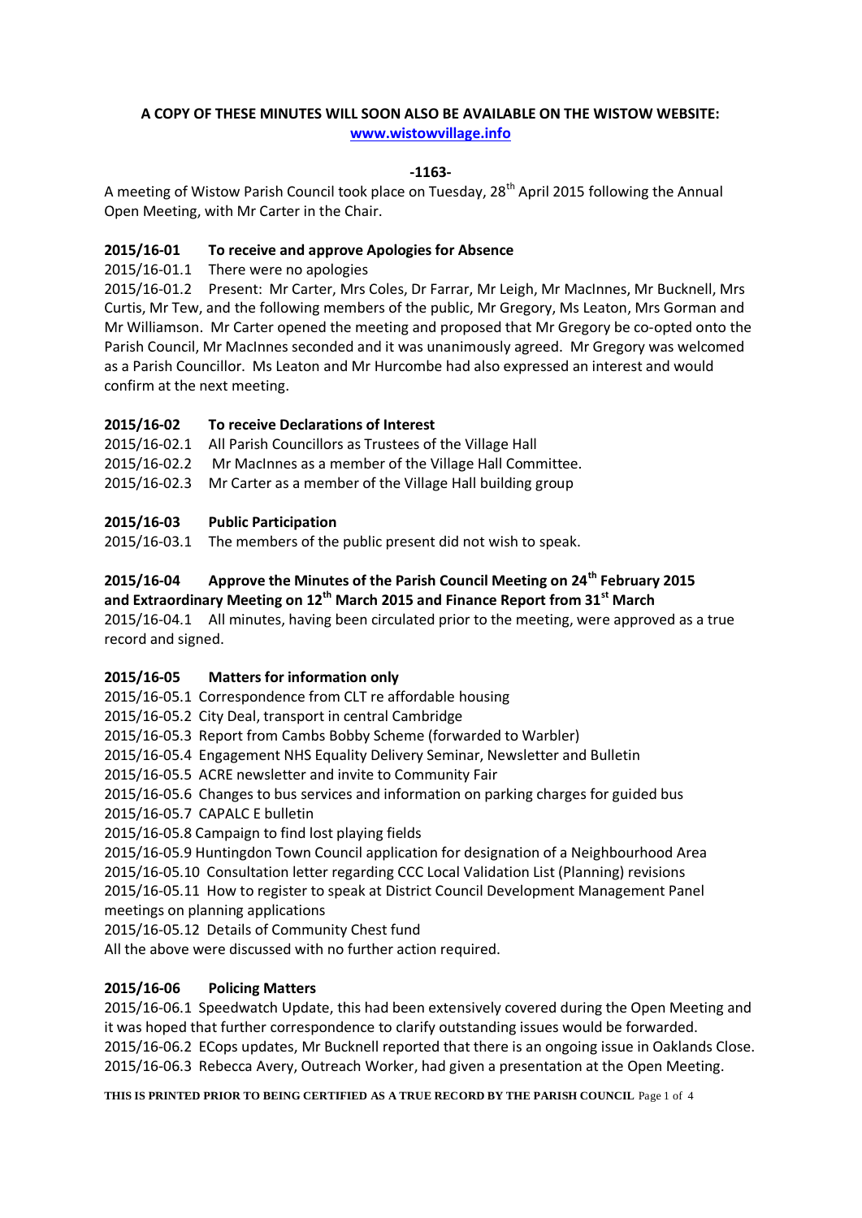**A COPY OF THESE MINUTES WILL SOON ALSO BE AVAILABLE ON THE WISTOW WEBSITE:**
**[www.wistowvillage.info](http://www.wistowvillage.info)**

**-1163-**

A meeting of Wistow Parish Council took place on Tuesday, 28th April 2015 following the Annual Open Meeting, with Mr Carter in the Chair.

**2015/16-01 To receive and approve Apologies for Absence**

2015/16-01.1 There were no apologies

2015/16-01.2 Present: Mr Carter, Mrs Coles, Dr Farrar, Mr Leigh, Mr MacInnes, Mr Bucknell, Mrs Curtis, Mr Tew, and the following members of the public, Mr Gregory, Ms Leaton, Mrs Gorman and Mr Williamson. Mr Carter opened the meeting and proposed that Mr Gregory be co-opted onto the Parish Council, Mr MacInnes seconded and it was unanimously agreed. Mr Gregory was welcomed as a Parish Councillor. Ms Leaton and Mr Hurcombe had also expressed an interest and would confirm at the next meeting.

**2015/16-02 To receive Declarations of Interest**

2015/16-02.1 All Parish Councillors as Trustees of the Village Hall

2015/16-02.2 Mr MacInnes as a member of the Village Hall Committee.

2015/16-02.3 Mr Carter as a member of the Village Hall building group

**2015/16-03 Public Participation**

2015/16-03.1 The members of the public present did not wish to speak.

**2015/16-04 Approve the Minutes of the Parish Council Meeting on 24th February 2015 and Extraordinary Meeting on 12th March 2015 and Finance Report from 31st March**

2015/16-04.1 All minutes, having been circulated prior to the meeting, were approved as a true record and signed.

**2015/16-05 Matters for information only**

2015/16-05.1 Correspondence from CLT re affordable housing

2015/16-05.2 City Deal, transport in central Cambridge

2015/16-05.3 Report from Cambs Bobby Scheme (forwarded to Warbler)

2015/16-05.4 Engagement NHS Equality Delivery Seminar, Newsletter and Bulletin

2015/16-05.5 ACRE newsletter and invite to Community Fair

2015/16-05.6 Changes to bus services and information on parking charges for guided bus

2015/16-05.7 CAPALC E bulletin

2015/16-05.8 Campaign to find lost playing fields

2015/16-05.9 Huntingdon Town Council application for designation of a Neighbourhood Area

2015/16-05.10 Consultation letter regarding CCC Local Validation List (Planning) revisions

2015/16-05.11 How to register to speak at District Council Development Management Panel meetings on planning applications

2015/16-05.12 Details of Community Chest fund

All the above were discussed with no further action required.

**2015/16-06 Policing Matters**

2015/16-06.1 Speedwatch Update, this had been extensively covered during the Open Meeting and it was hoped that further correspondence to clarify outstanding issues would be forwarded.

2015/16-06.2 ECops updates, Mr Bucknell reported that there is an ongoing issue in Oaklands Close.

2015/16-06.3 Rebecca Avery, Outreach Worker, had given a presentation at the Open Meeting.

**THIS IS PRINTED PRIOR TO BEING CERTIFIED AS A TRUE RECORD BY THE PARISH COUNCIL**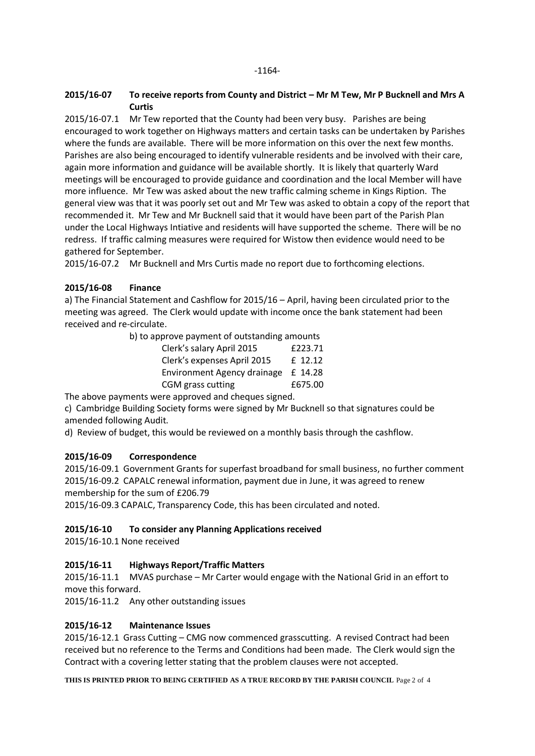-1164-

## 2015/16-07 To receive reports from County and District – Mr M Tew, Mr P Bucknell and Mrs A Curtis

2015/16-07.1 Mr Tew reported that the County had been very busy. Parishes are being encouraged to work together on Highways matters and certain tasks can be undertaken by Parishes where the funds are available. There will be more information on this over the next few months. Parishes are also being encouraged to identify vulnerable residents and be involved with their care, again more information and guidance will be available shortly. It is likely that quarterly Ward meetings will be encouraged to provide guidance and coordination and the local Member will have more influence. Mr Tew was asked about the new traffic calming scheme in Kings Ription. The general view was that it was poorly set out and Mr Tew was asked to obtain a copy of the report that recommended it. Mr Tew and Mr Bucknell said that it would have been part of the Parish Plan under the Local Highways Intiative and residents will have supported the scheme. There will be no redress. If traffic calming measures were required for Wistow then evidence would need to be gathered for September.

2015/16-07.2 Mr Bucknell and Mrs Curtis made no report due to forthcoming elections.

## 2015/16-08 Finance

a) The Financial Statement and Cashflow for 2015/16 – April, having been circulated prior to the meeting was agreed. The Clerk would update with income once the bank statement had been received and re-circulate.

b) to approve payment of outstanding amounts

| | |
|---|---|
| Clerk's salary April 2015 | £223.71 |
| Clerk's expenses April 2015 | £ 12.12 |
| Environment Agency drainage | £ 14.28 |
| CGM grass cutting | £675.00 |

The above payments were approved and cheques signed.

c) Cambridge Building Society forms were signed by Mr Bucknell so that signatures could be amended following Audit.

d) Review of budget, this would be reviewed on a monthly basis through the cashflow.

## 2015/16-09 Correspondence

2015/16-09.1 Government Grants for superfast broadband for small business, no further comment

2015/16-09.2 CAPALC renewal information, payment due in June, it was agreed to renew membership for the sum of £206.79

2015/16-09.3 CAPALC, Transparency Code, this has been circulated and noted.

## 2015/16-10 To consider any Planning Applications received

2015/16-10.1 None received

## 2015/16-11 Highways Report/Traffic Matters

2015/16-11.1 MVAS purchase – Mr Carter would engage with the National Grid in an effort to move this forward.

2015/16-11.2 Any other outstanding issues

## 2015/16-12 Maintenance Issues

2015/16-12.1 Grass Cutting – CMG now commenced grasscutting. A revised Contract had been received but no reference to the Terms and Conditions had been made. The Clerk would sign the Contract with a covering letter stating that the problem clauses were not accepted.

**THIS IS PRINTED PRIOR TO BEING CERTIFIED AS A TRUE RECORD BY THE PARISH COUNCIL**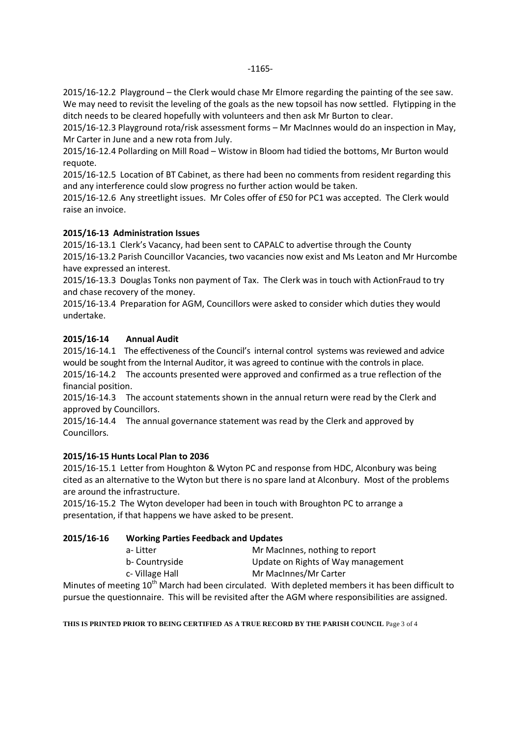-1165-

2015/16-12.2 Playground – the Clerk would chase Mr Elmore regarding the painting of the see saw. We may need to revisit the leveling of the goals as the new topsoil has now settled. Flytipping in the ditch needs to be cleared hopefully with volunteers and then ask Mr Burton to clear.

2015/16-12.3 Playground rota/risk assessment forms – Mr MacInnes would do an inspection in May, Mr Carter in June and a new rota from July.

2015/16-12.4 Pollarding on Mill Road – Wistow in Bloom had tidied the bottoms, Mr Burton would requote.

2015/16-12.5 Location of BT Cabinet, as there had been no comments from resident regarding this and any interference could slow progress no further action would be taken.

2015/16-12.6 Any streetlight issues. Mr Coles offer of £50 for PC1 was accepted. The Clerk would raise an invoice.

**2015/16-13 Administration Issues**

2015/16-13.1 Clerk's Vacancy, had been sent to CAPALC to advertise through the County

2015/16-13.2 Parish Councillor Vacancies, two vacancies now exist and Ms Leaton and Mr Hurcombe have expressed an interest.

2015/16-13.3 Douglas Tonks non payment of Tax. The Clerk was in touch with ActionFraud to try and chase recovery of the money.

2015/16-13.4 Preparation for AGM, Councillors were asked to consider which duties they would undertake.

**2015/16-14 Annual Audit**

2015/16-14.1 The effectiveness of the Council's internal control systems was reviewed and advice would be sought from the Internal Auditor, it was agreed to continue with the controls in place.

2015/16-14.2 The accounts presented were approved and confirmed as a true reflection of the financial position.

2015/16-14.3 The account statements shown in the annual return were read by the Clerk and approved by Councillors.

2015/16-14.4 The annual governance statement was read by the Clerk and approved by Councillors.

**2015/16-15 Hunts Local Plan to 2036**

2015/16-15.1 Letter from Houghton & Wyton PC and response from HDC, Alconbury was being cited as an alternative to the Wyton but there is no spare land at Alconbury. Most of the problems are around the infrastructure.

2015/16-15.2 The Wyton developer had been in touch with Broughton PC to arrange a presentation, if that happens we have asked to be present.

**2015/16-16 Working Parties Feedback and Updates**

| | |
|---|---|
| a- Litter | Mr MacInnes, nothing to report |
| b- Countryside | Update on Rights of Way management |
| c- Village Hall | Mr MacInnes/Mr Carter |

Minutes of meeting 10th March had been circulated. With depleted members it has been difficult to pursue the questionnaire. This will be revisited after the AGM where responsibilities are assigned.

**THIS IS PRINTED PRIOR TO BEING CERTIFIED AS A TRUE RECORD BY THE PARISH COUNCIL**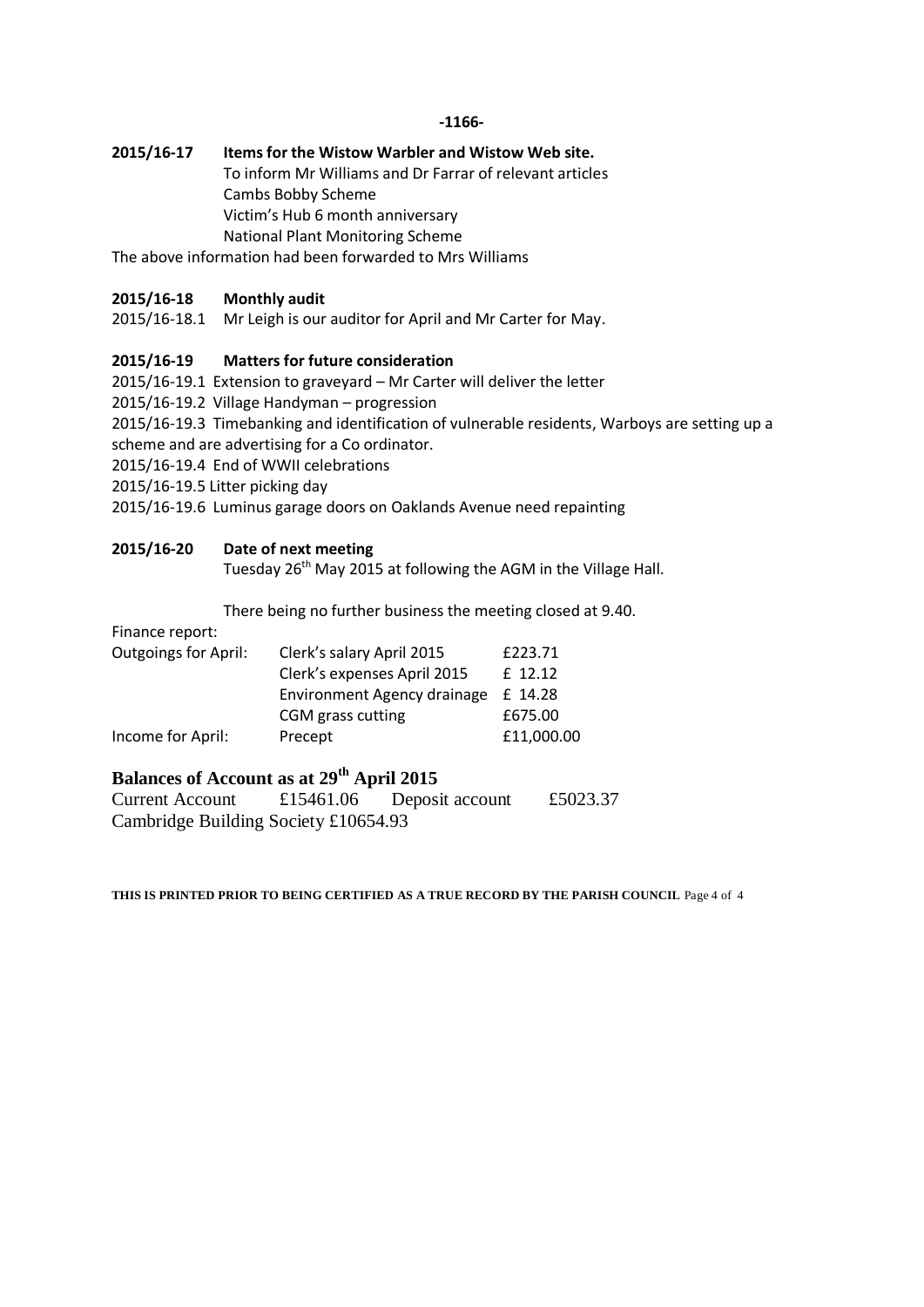**-1166-**

**2015/16-17 Items for the Wistow Warbler and Wistow Web site.**

To inform Mr Williams and Dr Farrar of relevant articles
Cambs Bobby Scheme
Victim's Hub 6 month anniversary
National Plant Monitoring Scheme

The above information had been forwarded to Mrs Williams

**2015/16-18 Monthly audit**

2015/16-18.1 Mr Leigh is our auditor for April and Mr Carter for May.

**2015/16-19 Matters for future consideration**

2015/16-19.1 Extension to graveyard – Mr Carter will deliver the letter
2015/16-19.2 Village Handyman – progression
2015/16-19.3 Timebanking and identification of vulnerable residents, Warboys are setting up a scheme and are advertising for a Co ordinator.
2015/16-19.4 End of WWII celebrations
2015/16-19.5 Litter picking day
2015/16-19.6 Luminus garage doors on Oaklands Avenue need repainting

**2015/16-20 Date of next meeting**

Tuesday 26th May 2015 at following the AGM in the Village Hall.

There being no further business the meeting closed at 9.40.

| | | |
|---|---|---|
| Finance report: | | |
| Outgoings for April: | Clerk's salary April 2015 | £223.71 |
| | Clerk's expenses April 2015 | £ 12.12 |
| | Environment Agency drainage | £ 14.28 |
| | CGM grass cutting | £675.00 |
| Income for April: | Precept | £11,000.00 |

## Balances of Account as at 29th April 2015

Current Account £15461.06 Deposit account £5023.37
Cambridge Building Society £10654.93

**THIS IS PRINTED PRIOR TO BEING CERTIFIED AS A TRUE RECORD BY THE PARISH COUNCIL**